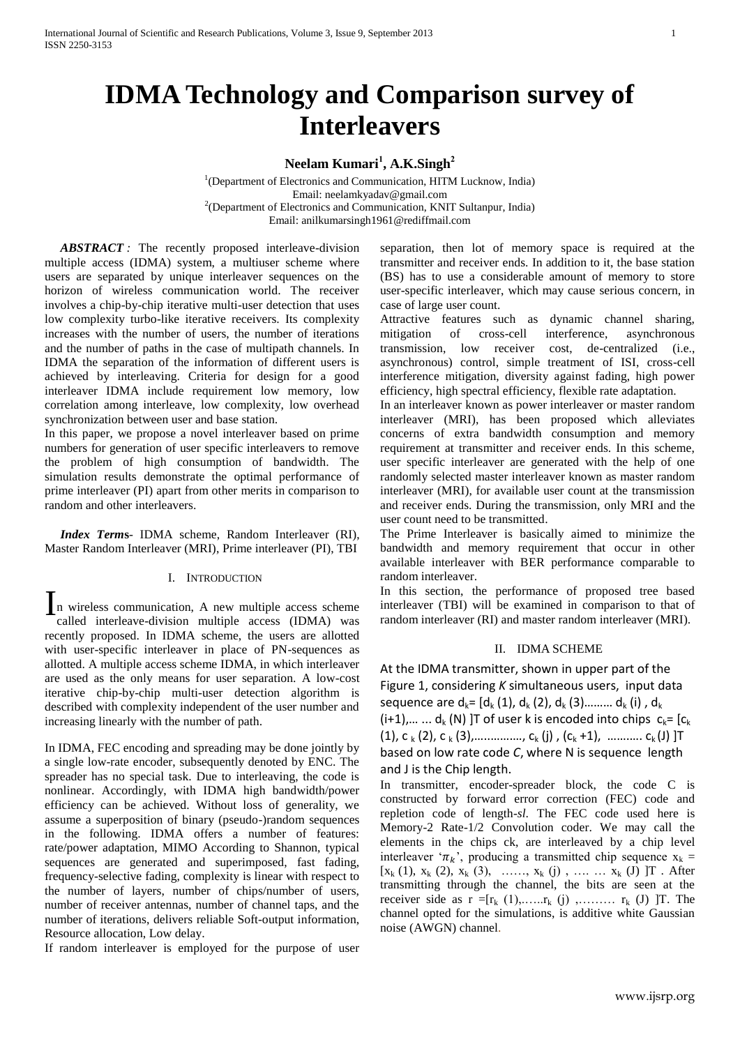# IDMA Technology and Comparison survey of Interleavers

**Neelam Kumari[1], A.K.Singh[2]**

[1](Department of Electronics and Communication, HITM Lucknow, India)
Email: neelamkyadav@gmail.com
[2](Department of Electronics and Communication, KNIT Sultanpur, India)
Email: anilkumarsingh1961@rediffmail.com

***ABSTRACT :*** The recently proposed interleave-division multiple access (IDMA) system, a multiuser scheme where users are separated by unique interleaver sequences on the horizon of wireless communication world. The receiver involves a chip-by-chip iterative multi-user detection that uses low complexity turbo-like iterative receivers. Its complexity increases with the number of users, the number of iterations and the number of paths in the case of multipath channels. In IDMA the separation of the information of different users is achieved by interleaving. Criteria for design for a good interleaver IDMA include requirement low memory, low correlation among interleave, low complexity, low overhead synchronization between user and base station.

In this paper, we propose a novel interleaver based on prime numbers for generation of user specific interleavers to remove the problem of high consumption of bandwidth. The simulation results demonstrate the optimal performance of prime interleaver (PI) apart from other merits in comparison to random and other interleavers.

***Index Terms***- IDMA scheme, Random Interleaver (RI), Master Random Interleaver (MRI), Prime interleaver (PI), TBI

## I. Introduction

In wireless communication, A new multiple access scheme called interleave-division multiple access (IDMA) was recently proposed. In IDMA scheme, the users are allotted with user-specific interleaver in place of PN-sequences as allotted. A multiple access scheme IDMA, in which interleaver are used as the only means for user separation. A low-cost iterative chip-by-chip multi-user detection algorithm is described with complexity independent of the user number and increasing linearly with the number of path.

In IDMA, FEC encoding and spreading may be done jointly by a single low-rate encoder, subsequently denoted by ENC. The spreader has no special task. Due to interleaving, the code is nonlinear. Accordingly, with IDMA high bandwidth/power efficiency can be achieved. Without loss of generality, we assume a superposition of binary (pseudo-)random sequences in the following. IDMA offers a number of features: rate/power adaptation, MIMO According to Shannon, typical sequences are generated and superimposed, fast fading, frequency-selective fading, complexity is linear with respect to the number of layers, number of chips/number of users, number of receiver antennas, number of channel taps, and the number of iterations, delivers reliable Soft-output information, Resource allocation, Low delay.

If random interleaver is employed for the purpose of user separation, then lot of memory space is required at the transmitter and receiver ends. In addition to it, the base station (BS) has to use a considerable amount of memory to store user-specific interleaver, which may cause serious concern, in case of large user count.

Attractive features such as dynamic channel sharing, mitigation of cross-cell interference, asynchronous transmission, low receiver cost, de-centralized (i.e., asynchronous) control, simple treatment of ISI, cross-cell interference mitigation, diversity against fading, high power efficiency, high spectral efficiency, flexible rate adaptation.

In an interleaver known as power interleaver or master random interleaver (MRI), has been proposed which alleviates concerns of extra bandwidth consumption and memory requirement at transmitter and receiver ends. In this scheme, user specific interleaver are generated with the help of one randomly selected master interleaver known as master random interleaver (MRI), for available user count at the transmission and receiver ends. During the transmission, only MRI and the user count need to be transmitted.

The Prime Interleaver is basically aimed to minimize the bandwidth and memory requirement that occur in other available interleaver with BER performance comparable to random interleaver.

In this section, the performance of proposed tree based interleaver (TBI) will be examined in comparison to that of random interleaver (RI) and master random interleaver (MRI).

## II. IDMA Scheme

At the IDMA transmitter, shown in upper part of the Figure 1, considering *K* simultaneous users, input data sequence are $d_k = [d_k(1), d_k(2), d_k(3) \ldots\ldots\ldots d_k(i), d_k(i+1), \ldots \ldots d_k(N)]T$ of user k is encoded into chips $c_k = [c_k(1), c_k(2), c_k(3), \ldots\ldots\ldots\ldots\ldots, c_k(j), (c_k+1), \ldots\ldots\ldots\ldots c_k(J)]T$ based on low rate code *C*, where N is sequence length and J is the Chip length.

In transmitter, encoder-spreader block, the code C is constructed by forward error correction (FEC) code and repletion code of length-*sl*. The FEC code used here is Memory-2 Rate-1/2 Convolution coder. We may call the elements in the chips ck, are interleaved by a chip level interleaver '$\pi_k$', producing a transmitted chip sequence $x_k = [x_k(1), x_k(2), x_k(3), \ldots\ldots, x_k(j), \ldots\ldots x_k(J)]T$. After transmitting through the channel, the bits are seen at the receiver side as $r = [r_k(1), \ldots\ldots r_k(j), \ldots\ldots\ldots r_k(J)]T$. The channel opted for the simulations, is additive white Gaussian noise (AWGN) channel.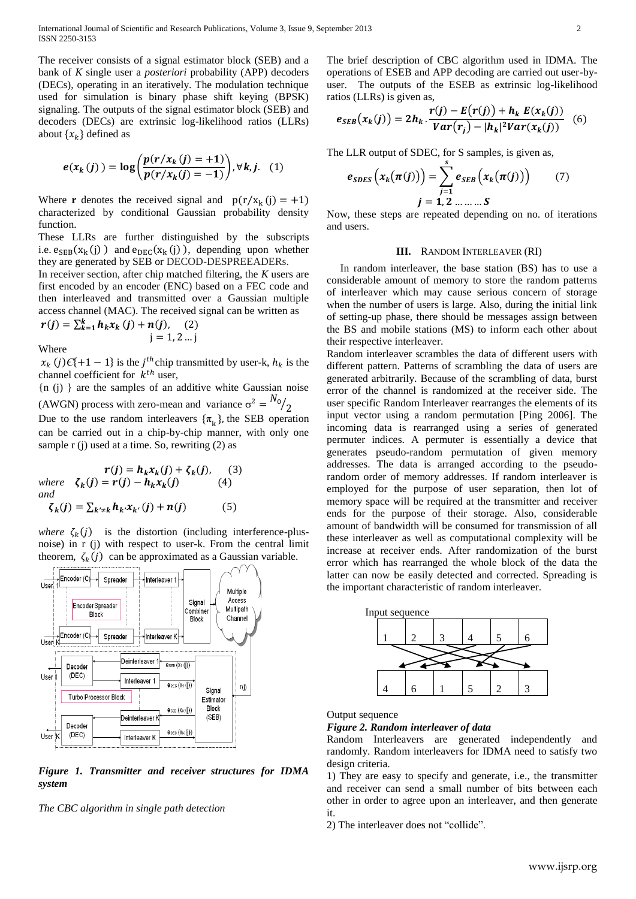The receiver consists of a signal estimator block (SEB) and a bank of *K* single user a *posteriori* probability (APP) decoders (DECs), operating in an iteratively. The modulation technique used for simulation is binary phase shift keying (BPSK) signaling. The outputs of the signal estimator block (SEB) and decoders (DECs) are extrinsic log-likelihood ratios (LLRs) about $\{x_k\}$ defined as

$$e(x_k(j)) = \log\left(\frac{p(r/x_k(j) = +1)}{p(r/x_k(j) = -1)}\right), \forall k, j. \quad (1)$$

Where **r** denotes the received signal and $p(r/x_k(j) = +1)$ characterized by conditional Gaussian probability density function.

These LLRs are further distinguished by the subscripts i.e. $e_{SEB}(x_k(j))$ and $e_{DEC}(x_k(j))$, depending upon whether they are generated by SEB or DECOD-DESPREEADERs.

In receiver section, after chip matched filtering, the *K* users are first encoded by an encoder (ENC) based on a FEC code and then interleaved and transmitted over a Gaussian multiple access channel (MAC). The received signal can be written as

$$r(j) = \sum_{k=1}^{k} h_k x_k(j) + n(j), \quad (2)$$
$$j = 1, 2 \ldots j$$

Where

$x_k(j) \in \{+1 - 1\}$ is the $j^{th}$ chip transmitted by user-k, $h_k$ is the channel coefficient for $k^{th}$ user,

$\{n(j)\}$ are the samples of an additive white Gaussian noise (AWGN) process with zero-mean and variance $\sigma^2 = N_0/2$

Due to the use random interleavers $\{\pi_k\}$, the SEB operation can be carried out in a chip-by-chip manner, with only one sample r (j) used at a time. So, rewriting (2) as

$$r(j) = h_k x_k(j) + \zeta_k(j), \quad (3)$$

*where* $\zeta_k(j) = r(j) - h_k x_k(j) \quad (4)$

*and*

$$\zeta_k(j) = \sum_{k' \neq k} h_{k'} x_{k'}(j) + n(j) \quad (5)$$

*where* $\zeta_k(j)$ is the distortion (including interference-plus-noise) in r (j) with respect to user-k. From the central limit theorem, $\zeta_k(j)$ can be approximated as a Gaussian variable.

*Figure 1. Transmitter and receiver structures for IDMA system*

*The CBC algorithm in single path detection*

The brief description of CBC algorithm used in IDMA. The operations of ESEB and APP decoding are carried out user-by-user. The outputs of the ESEB as extrinsic log-likelihood ratios (LLRs) is given as,

$$e_{SEB}(x_k(j)) = 2h_k \cdot \frac{r(j) - E(r(j)) + h_k\, E(x_k(j))}{Var(r_j) - |h_k|^2 Var(x_k(j))} \quad (6)$$

The LLR output of SDEC, for S samples, is given as,

$$e_{SDES}\left(x_k(\pi(j))\right) = \sum_{j=1}^{s} e_{SEB}\left(x_k(\pi(j))\right) \quad (7)$$
$$j = 1, 2 \ldots\ldots\ldots S$$

Now, these steps are repeated depending on no. of iterations and users.

## III. Random Interleaver (RI)

In random interleaver, the base station (BS) has to use a considerable amount of memory to store the random patterns of interleaver which may cause serious concern of storage when the number of users is large. Also, during the initial link of setting-up phase, there should be messages assign between the BS and mobile stations (MS) to inform each other about their respective interleaver.

Random interleaver scrambles the data of different users with different pattern. Patterns of scrambling the data of users are generated arbitrarily. Because of the scrambling of data, burst error of the channel is randomized at the receiver side. The user specific Random Interleaver rearranges the elements of its input vector using a random permutation [Ping 2006]. The incoming data is rearranged using a series of generated permuter indices. A permuter is essentially a device that generates pseudo-random permutation of given memory addresses. The data is arranged according to the pseudo-random order of memory addresses. If random interleaver is employed for the purpose of user separation, then lot of memory space will be required at the transmitter and receiver ends for the purpose of their storage. Also, considerable amount of bandwidth will be consumed for transmission of all these interleaver as well as computational complexity will be increase at receiver ends. After randomization of the burst error which has rearranged the whole block of the data the latter can now be easily detected and corrected. Spreading is the important characteristic of random interleaver.

Input sequence

| 1 | 2 | 3 | 4 | 5 | 6 |
|---|---|---|---|---|---|

| 4 | 6 | 1 | 5 | 2 | 3 |
|---|---|---|---|---|---|

Output sequence

***Figure 2. Random interleaver of data***

Random Interleavers are generated independently and randomly. Random interleavers for IDMA need to satisfy two design criteria.

1) They are easy to specify and generate, i.e., the transmitter and receiver can send a small number of bits between each other in order to agree upon an interleaver, and then generate it.

2) The interleaver does not "collide".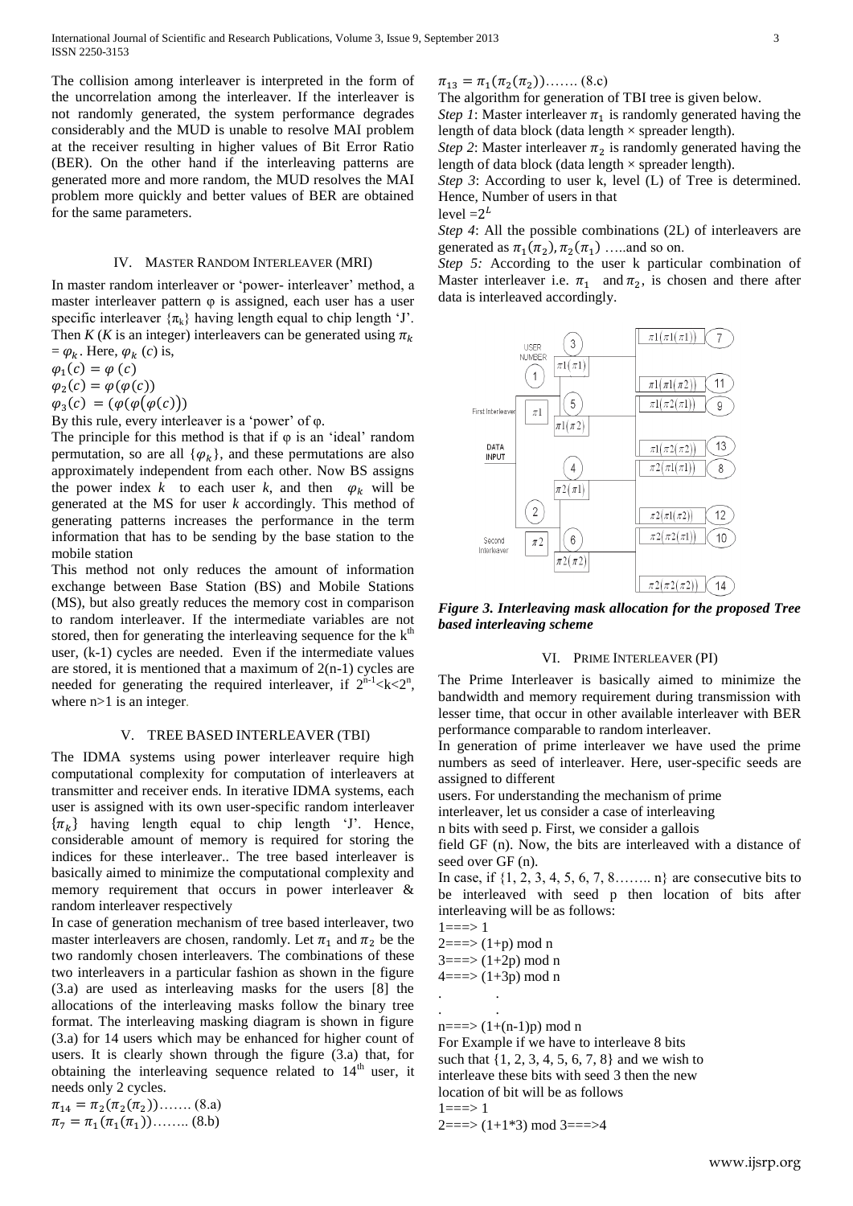The collision among interleaver is interpreted in the form of the uncorrelation among the interleaver. If the interleaver is not randomly generated, the system performance degrades considerably and the MUD is unable to resolve MAI problem at the receiver resulting in higher values of Bit Error Ratio (BER). On the other hand if the interleaving patterns are generated more and more random, the MUD resolves the MAI problem more quickly and better values of BER are obtained for the same parameters.

## IV. MASTER RANDOM INTERLEAVER (MRI)

In master random interleaver or 'power- interleaver' method, a master interleaver pattern φ is assigned, each user has a user specific interleaver $\{\pi_k\}$ having length equal to chip length 'J'. Then $K$ ($K$ is an integer) interleavers can be generated using $\pi_k = \varphi_k$. Here, $\varphi_k$ ($c$) is,

$\varphi_1(c) = \varphi\ (c)$

$\varphi_2(c) = \varphi(\varphi(c))$

$\varphi_3(c) = (\varphi(\varphi(\varphi(c)))$

By this rule, every interleaver is a 'power' of φ.

The principle for this method is that if φ is an 'ideal' random permutation, so are all $\{\varphi_k\}$, and these permutations are also approximately independent from each other. Now BS assigns the power index $k$ to each user $k$, and then $\varphi_k$ will be generated at the MS for user $k$ accordingly. This method of generating patterns increases the performance in the term information that has to be sending by the base station to the mobile station

This method not only reduces the amount of information exchange between Base Station (BS) and Mobile Stations (MS), but also greatly reduces the memory cost in comparison to random interleaver. If the intermediate variables are not stored, then for generating the interleaving sequence for the k[th] user, (k-1) cycles are needed. Even if the intermediate values are stored, it is mentioned that a maximum of 2(n-1) cycles are needed for generating the required interleaver, if $2^{n-1}<k<2^n$, where n>1 is an integer.

## V. TREE BASED INTERLEAVER (TBI)

The IDMA systems using power interleaver require high computational complexity for computation of interleavers at transmitter and receiver ends. In iterative IDMA systems, each user is assigned with its own user-specific random interleaver $\{\pi_k\}$ having length equal to chip length 'J'. Hence, considerable amount of memory is required for storing the indices for these interleaver.. The tree based interleaver is basically aimed to minimize the computational complexity and memory requirement that occurs in power interleaver & random interleaver respectively

In case of generation mechanism of tree based interleaver, two master interleavers are chosen, randomly. Let $\pi_1$ and $\pi_2$ be the two randomly chosen interleavers. The combinations of these two interleavers in a particular fashion as shown in the figure (3.a) are used as interleaving masks for the users [8] the allocations of the interleaving masks follow the binary tree format. The interleaving masking diagram is shown in figure (3.a) for 14 users which may be enhanced for higher count of users. It is clearly shown through the figure (3.a) that, for obtaining the interleaving sequence related to 14[th] user, it needs only 2 cycles.

$\pi_{14} = \pi_2(\pi_2(\pi_2))$……. (8.a)

$\pi_7 = \pi_1(\pi_1(\pi_1))$…….. (8.b)

$\pi_{13} = \pi_1(\pi_2(\pi_2))$……. (8.c)

The algorithm for generation of TBI tree is given below.

*Step 1*: Master interleaver $\pi_1$ is randomly generated having the length of data block (data length × spreader length).

*Step 2*: Master interleaver $\pi_2$ is randomly generated having the length of data block (data length × spreader length).

*Step 3*: According to user k, level (L) of Tree is determined. Hence, Number of users in that level $=2^L$

*Step 4*: All the possible combinations (2L) of interleavers are generated as $\pi_1(\pi_2), \pi_2(\pi_1)$ …..and so on.

*Step 5:* According to the user k particular combination of Master interleaver i.e. $\pi_1$ and $\pi_2$, is chosen and there after data is interleaved accordingly.

***Figure 3. Interleaving mask allocation for the proposed Tree based interleaving scheme***

## VI. PRIME INTERLEAVER (PI)

The Prime Interleaver is basically aimed to minimize the bandwidth and memory requirement during transmission with lesser time, that occur in other available interleaver with BER performance comparable to random interleaver.

In generation of prime interleaver we have used the prime numbers as seed of interleaver. Here, user-specific seeds are assigned to different users. For understanding the mechanism of prime interleaver, let us consider a case of interleaving n bits with seed p. First, we consider a gallois field GF (n). Now, the bits are interleaved with a distance of seed over GF (n).

In case, if {1, 2, 3, 4, 5, 6, 7, 8…….. n} are consecutive bits to be interleaved with seed p then location of bits after interleaving will be as follows:

1===> 1

2===> (1+p) mod n

3===> (1+2p) mod n

4===> (1+3p) mod n

. .

. .

n===> (1+(n-1)p) mod n

For Example if we have to interleave 8 bits such that {1, 2, 3, 4, 5, 6, 7, 8} and we wish to interleave these bits with seed 3 then the new location of bit will be as follows

1===> 1

2===> (1+1*3) mod 3===>4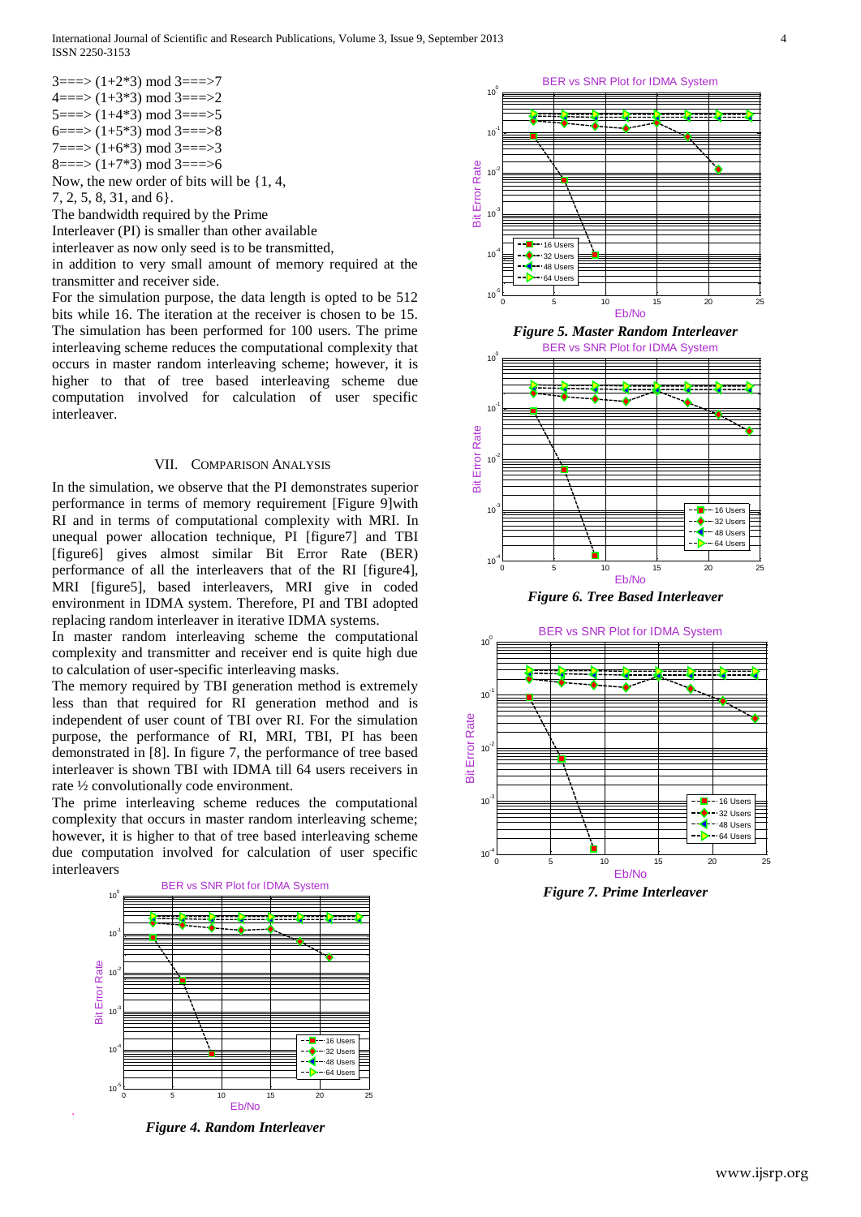3===> (1+2*3) mod 3===>7
4===> (1+3*3) mod 3===>2
5===> (1+4*3) mod 3===>5
6===> (1+5*3) mod 3===>8
7===> (1+6*3) mod 3===>3
8===> (1+7*3) mod 3===>6

Now, the new order of bits will be {1, 4, 7, 2, 5, 8, 31, and 6}.

The bandwidth required by the Prime Interleaver (PI) is smaller than other available interleaver as now only seed is to be transmitted, in addition to very small amount of memory required at the transmitter and receiver side.

For the simulation purpose, the data length is opted to be 512 bits while 16. The iteration at the receiver is chosen to be 15. The simulation has been performed for 100 users. The prime interleaving scheme reduces the computational complexity that occurs in master random interleaving scheme; however, it is higher to that of tree based interleaving scheme due computation involved for calculation of user specific interleaver.

## VII. Comparison Analysis

In the simulation, we observe that the PI demonstrates superior performance in terms of memory requirement [Figure 9]with RI and in terms of computational complexity with MRI. In unequal power allocation technique, PI [figure7] and TBI [figure6] gives almost similar Bit Error Rate (BER) performance of all the interleavers that of the RI [figure4], MRI [figure5], based interleavers, MRI give in coded environment in IDMA system. Therefore, PI and TBI adopted replacing random interleaver in iterative IDMA systems.

In master random interleaving scheme the computational complexity and transmitter and receiver end is quite high due to calculation of user-specific interleaving masks.

The memory required by TBI generation method is extremely less than that required for RI generation method and is independent of user count of TBI over RI. For the simulation purpose, the performance of RI, MRI, TBI, PI has been demonstrated in [8]. In figure 7, the performance of tree based interleaver is shown TBI with IDMA till 64 users receivers in rate ½ convolutionally code environment.

The prime interleaving scheme reduces the computational complexity that occurs in master random interleaving scheme; however, it is higher to that of tree based interleaving scheme due computation involved for calculation of user specific interleavers

*Figure 4. Random Interleaver*

*Figure 5. Master Random Interleaver*

*Figure 6. Tree Based Interleaver*

*Figure 7. Prime Interleaver*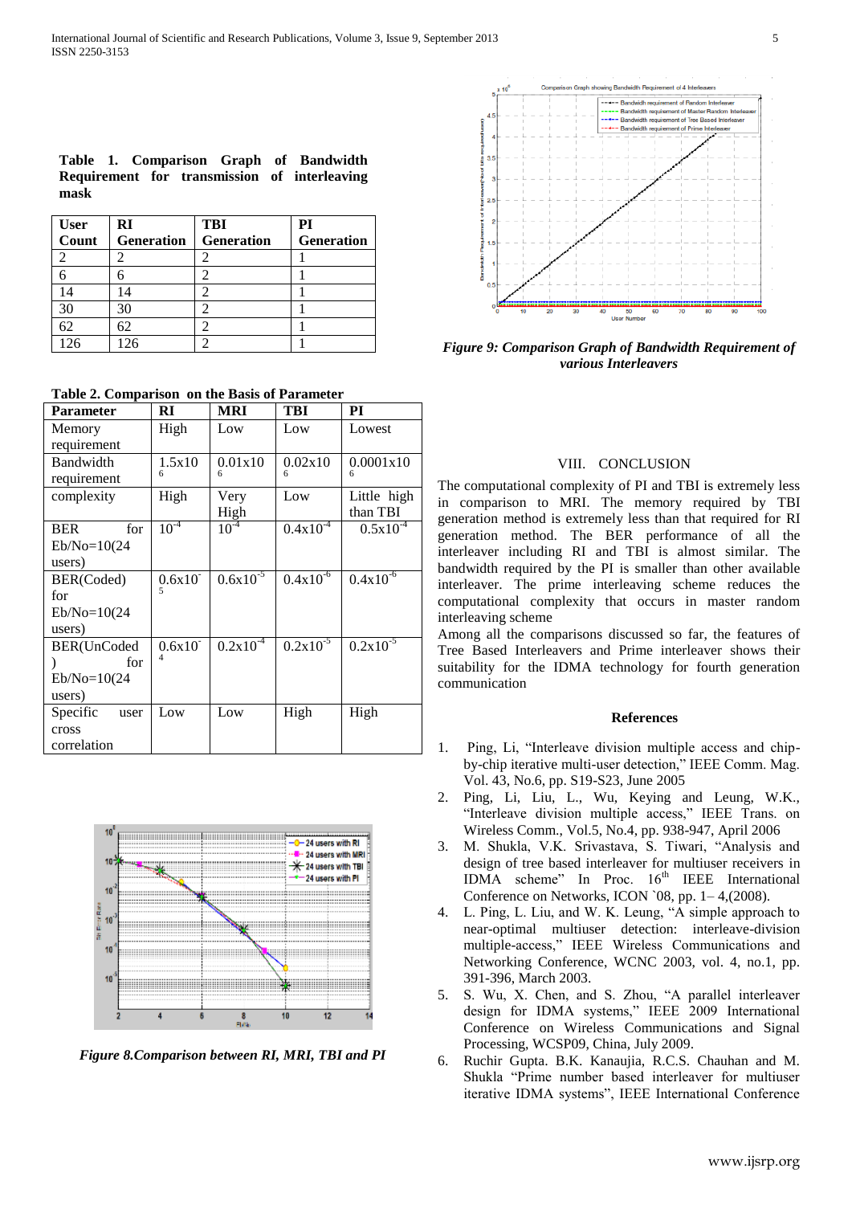**Table 1. Comparison Graph of Bandwidth Requirement for transmission of interleaving mask**

| User Count | RI Generation | TBI Generation | PI Generation |
|---|---|---|---|
| 2 | 2 | 2 | 1 |
| 6 | 6 | 2 | 1 |
| 14 | 14 | 2 | 1 |
| 30 | 30 | 2 | 1 |
| 62 | 62 | 2 | 1 |
| 126 | 126 | 2 | 1 |

**Table 2. Comparison on the Basis of Parameter**

| Parameter | RI | MRI | TBI | PI |
|---|---|---|---|---|
| Memory requirement | High | Low | Low | Lowest |
| Bandwidth requirement | $1.5 \times 10^{6}$ | $0.01 \times 10^{6}$ | $0.02 \times 10^{6}$ | $0.0001 \times 10^{6}$ |
| complexity | High | Very High | Low | Little high than TBI |
| BER for Eb/No=10(24 users) | $10^{-4}$ | $10^{-4}$ | $0.4 \times 10^{-4}$ | $0.5 \times 10^{-4}$ |
| BER(Coded) for Eb/No=10(24 users) | $0.6 \times 10^{-5}$ | $0.6 \times 10^{-5}$ | $0.4 \times 10^{-6}$ | $0.4 \times 10^{-6}$ |
| BER(UnCoded) for Eb/No=10(24 users) | $0.6 \times 10^{-4}$ | $0.2 \times 10^{-4}$ | $0.2 \times 10^{-5}$ | $0.2 \times 10^{-5}$ |
| Specific user cross correlation | Low | Low | High | High |

*Figure 8.Comparison between RI, MRI, TBI and PI*

*Figure 9: Comparison Graph of Bandwidth Requirement of various Interleavers*

## VIII. CONCLUSION

The computational complexity of PI and TBI is extremely less in comparison to MRI. The memory required by TBI generation method is extremely less than that required for RI generation method. The BER performance of all the interleaver including RI and TBI is almost similar. The bandwidth required by the PI is smaller than other available interleaver. The prime interleaving scheme reduces the computational complexity that occurs in master random interleaving scheme

Among all the comparisons discussed so far, the features of Tree Based Interleavers and Prime interleaver shows their suitability for the IDMA technology for fourth generation communication

## References

1. Ping, Li, "Interleave division multiple access and chip-by-chip iterative multi-user detection," IEEE Comm. Mag. Vol. 43, No.6, pp. S19-S23, June 2005
2. Ping, Li, Liu, L., Wu, Keying and Leung, W.K., "Interleave division multiple access," IEEE Trans. on Wireless Comm., Vol.5, No.4, pp. 938-947, April 2006
3. M. Shukla, V.K. Srivastava, S. Tiwari, "Analysis and design of tree based interleaver for multiuser receivers in IDMA scheme" In Proc. 16[th] IEEE International Conference on Networks, ICON `08, pp. 1– 4,(2008).
4. L. Ping, L. Liu, and W. K. Leung, "A simple approach to near-optimal multiuser detection: interleave-division multiple-access," IEEE Wireless Communications and Networking Conference, WCNC 2003, vol. 4, no.1, pp. 391-396, March 2003.
5. S. Wu, X. Chen, and S. Zhou, "A parallel interleaver design for IDMA systems," IEEE 2009 International Conference on Wireless Communications and Signal Processing, WCSP09, China, July 2009.
6. Ruchir Gupta. B.K. Kanaujia, R.C.S. Chauhan and M. Shukla "Prime number based interleaver for multiuser iterative IDMA systems", IEEE International Conference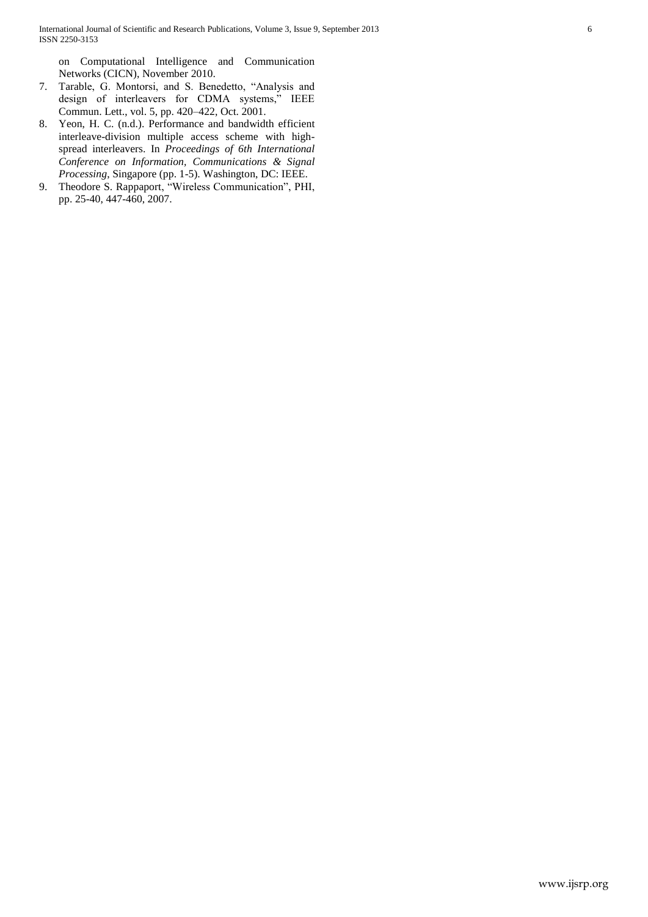on Computational Intelligence and Communication Networks (CICN), November 2010.

7. Tarable, G. Montorsi, and S. Benedetto, "Analysis and design of interleavers for CDMA systems," IEEE Commun. Lett., vol. 5, pp. 420–422, Oct. 2001.
8. Yeon, H. C. (n.d.). Performance and bandwidth efficient interleave-division multiple access scheme with high-spread interleavers. In *Proceedings of 6th International Conference on Information, Communications & Signal Processing*, Singapore (pp. 1-5). Washington, DC: IEEE.
9. Theodore S. Rappaport, "Wireless Communication", PHI, pp. 25-40, 447-460, 2007.